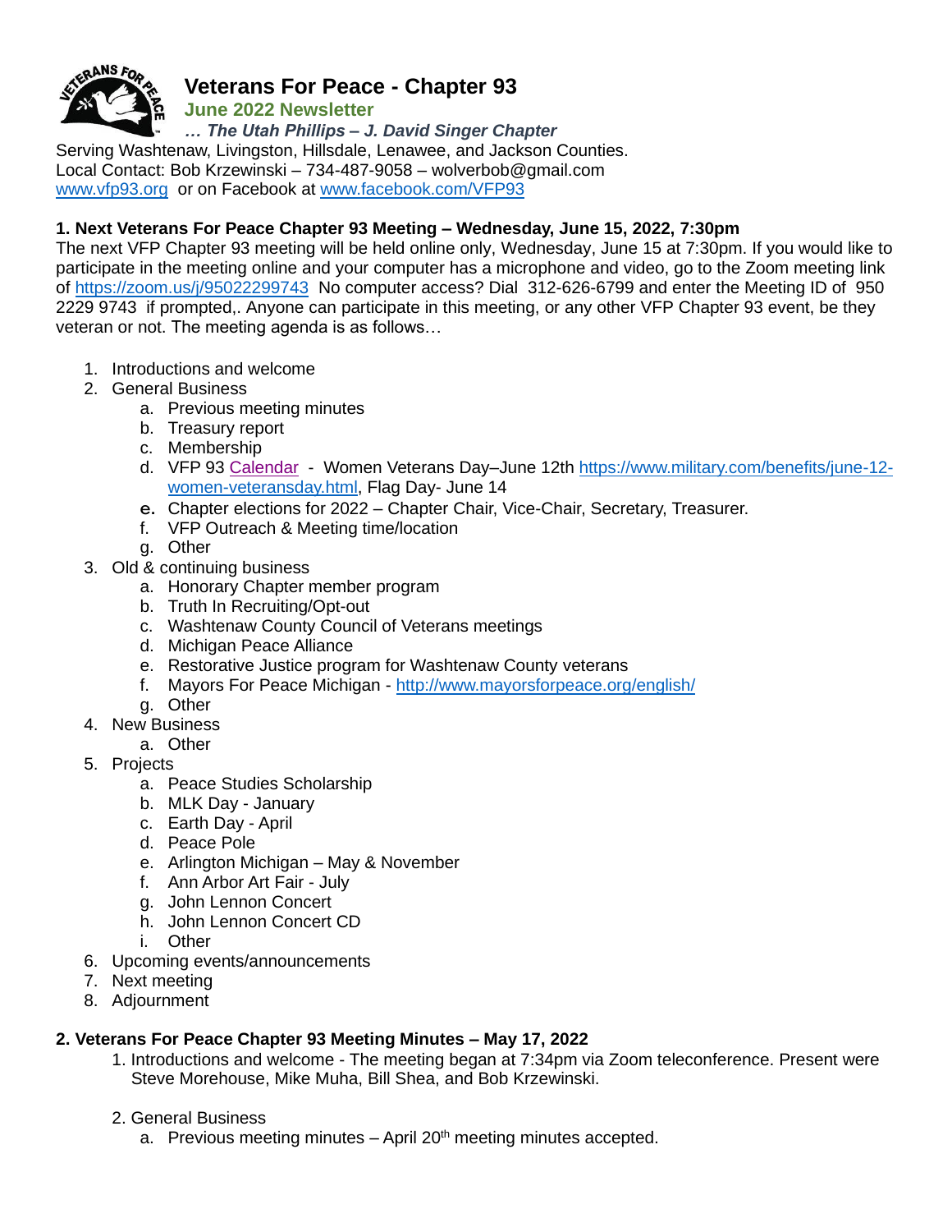# Veterans For Peace - Chapter 93

**June 2022 Newsletter**

***… The Utah Phillips – J. David Singer Chapter***

Serving Washtenaw, Livingston, Hillsdale, Lenawee, and Jackson Counties.
Local Contact: Bob Krzewinski – 734-487-9058 – wolverbob@gmail.com
www.vfp93.org or on Facebook at www.facebook.com/VFP93

### 1. Next Veterans For Peace Chapter 93 Meeting – Wednesday, June 15, 2022, 7:30pm

The next VFP Chapter 93 meeting will be held online only, Wednesday, June 15 at 7:30pm. If you would like to participate in the meeting online and your computer has a microphone and video, go to the Zoom meeting link of https://zoom.us/j/95022299743 No computer access? Dial 312-626-6799 and enter the Meeting ID of 950 2229 9743 if prompted,. Anyone can participate in this meeting, or any other VFP Chapter 93 event, be they veteran or not. The meeting agenda is as follows…

1. Introductions and welcome
2. General Business
   a. Previous meeting minutes
   b. Treasury report
   c. Membership
   d. VFP 93 Calendar - Women Veterans Day–June 12th https://www.military.com/benefits/june-12-women-veteransday.html, Flag Day- June 14
   e. Chapter elections for 2022 – Chapter Chair, Vice-Chair, Secretary, Treasurer.
   f. VFP Outreach & Meeting time/location
   g. Other
3. Old & continuing business
   a. Honorary Chapter member program
   b. Truth In Recruiting/Opt-out
   c. Washtenaw County Council of Veterans meetings
   d. Michigan Peace Alliance
   e. Restorative Justice program for Washtenaw County veterans
   f. Mayors For Peace Michigan - http://www.mayorsforpeace.org/english/
   g. Other
4. New Business
   a. Other
5. Projects
   a. Peace Studies Scholarship
   b. MLK Day - January
   c. Earth Day - April
   d. Peace Pole
   e. Arlington Michigan – May & November
   f. Ann Arbor Art Fair - July
   g. John Lennon Concert
   h. John Lennon Concert CD
   i. Other
6. Upcoming events/announcements
7. Next meeting
8. Adjournment

### 2. Veterans For Peace Chapter 93 Meeting Minutes – May 17, 2022

1. Introductions and welcome - The meeting began at 7:34pm via Zoom teleconference. Present were Steve Morehouse, Mike Muha, Bill Shea, and Bob Krzewinski.

2. General Business
   a. Previous meeting minutes – April 20th meeting minutes accepted.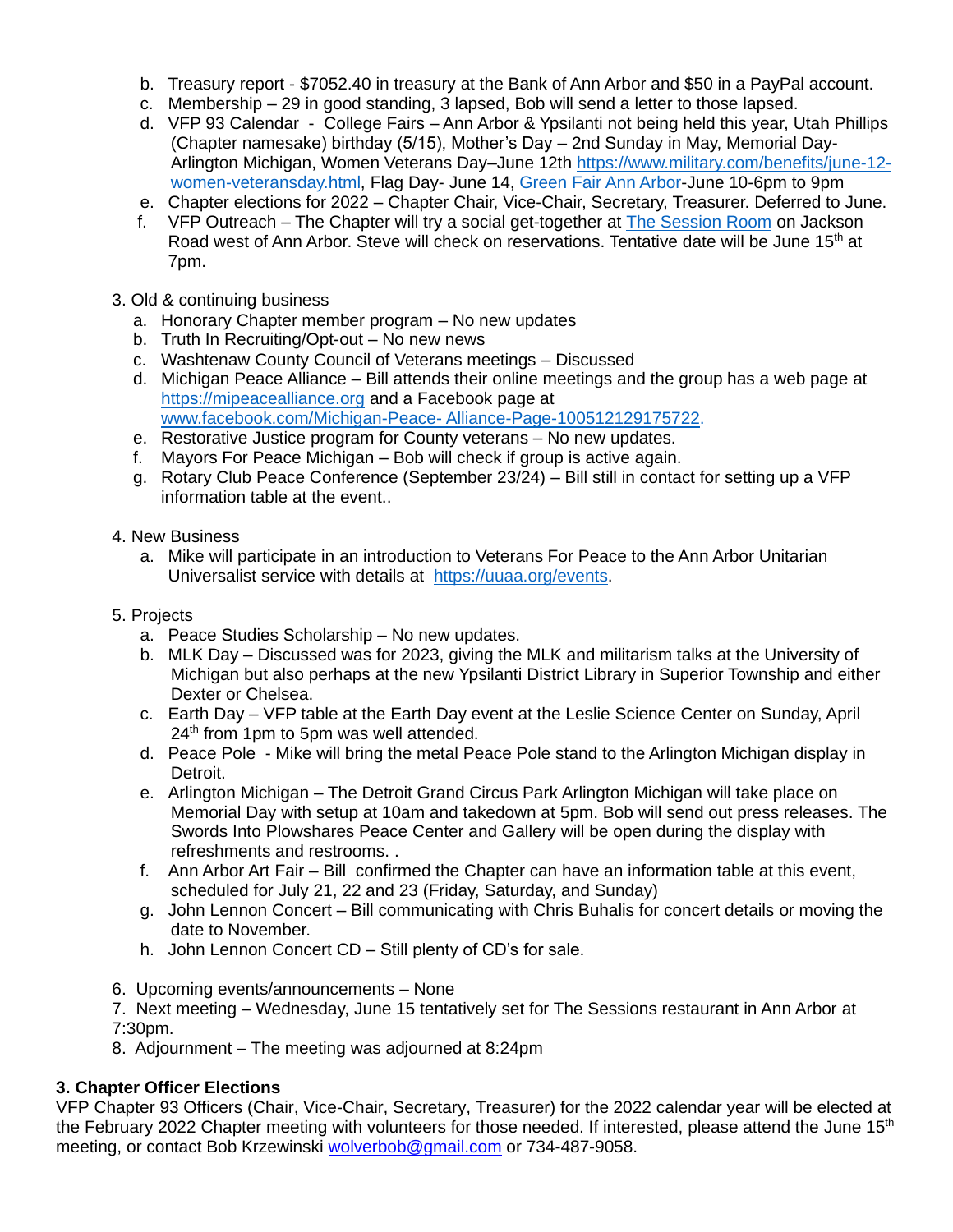b. Treasury report - $7052.40 in treasury at the Bank of Ann Arbor and $50 in a PayPal account.
c. Membership – 29 in good standing, 3 lapsed, Bob will send a letter to those lapsed.
d. VFP 93 Calendar - College Fairs – Ann Arbor & Ypsilanti not being held this year, Utah Phillips (Chapter namesake) birthday (5/15), Mother's Day – 2nd Sunday in May, Memorial Day-Arlington Michigan, Women Veterans Day–June 12th [https://www.military.com/benefits/june-12-women-veteransday.html](https://www.military.com/benefits/june-12-women-veteransday.html), Flag Day- June 14, [Green Fair Ann Arbor](#)-June 10-6pm to 9pm
e. Chapter elections for 2022 – Chapter Chair, Vice-Chair, Secretary, Treasurer. Deferred to June.
f. VFP Outreach – The Chapter will try a social get-together at [The Session Room](#) on Jackson Road west of Ann Arbor. Steve will check on reservations. Tentative date will be June 15th at 7pm.

3. Old & continuing business
   a. Honorary Chapter member program – No new updates
   b. Truth In Recruiting/Opt-out – No new news
   c. Washtenaw County Council of Veterans meetings – Discussed
   d. Michigan Peace Alliance – Bill attends their online meetings and the group has a web page at [https://mipeacealliance.org](https://mipeacealliance.org) and a Facebook page at [www.facebook.com/Michigan-Peace- Alliance-Page-100512129175722.](www.facebook.com/Michigan-Peace-Alliance-Page-100512129175722)
   e. Restorative Justice program for County veterans – No new updates.
   f. Mayors For Peace Michigan – Bob will check if group is active again.
   g. Rotary Club Peace Conference (September 23/24) – Bill still in contact for setting up a VFP information table at the event..

4. New Business
   a. Mike will participate in an introduction to Veterans For Peace to the Ann Arbor Unitarian Universalist service with details at [https://uuaa.org/events](https://uuaa.org/events).

5. Projects
   a. Peace Studies Scholarship – No new updates.
   b. MLK Day – Discussed was for 2023, giving the MLK and militarism talks at the University of Michigan but also perhaps at the new Ypsilanti District Library in Superior Township and either Dexter or Chelsea.
   c. Earth Day – VFP table at the Earth Day event at the Leslie Science Center on Sunday, April 24th from 1pm to 5pm was well attended.
   d. Peace Pole - Mike will bring the metal Peace Pole stand to the Arlington Michigan display in Detroit.
   e. Arlington Michigan – The Detroit Grand Circus Park Arlington Michigan will take place on Memorial Day with setup at 10am and takedown at 5pm. Bob will send out press releases. The Swords Into Plowshares Peace Center and Gallery will be open during the display with refreshments and restrooms. .
   f. Ann Arbor Art Fair – Bill confirmed the Chapter can have an information table at this event, scheduled for July 21, 22 and 23 (Friday, Saturday, and Sunday)
   g. John Lennon Concert – Bill communicating with Chris Buhalis for concert details or moving the date to November.
   h. John Lennon Concert CD – Still plenty of CD's for sale.

6. Upcoming events/announcements – None
7. Next meeting – Wednesday, June 15 tentatively set for The Sessions restaurant in Ann Arbor at 7:30pm.
8. Adjournment – The meeting was adjourned at 8:24pm

### 3. Chapter Officer Elections

VFP Chapter 93 Officers (Chair, Vice-Chair, Secretary, Treasurer) for the 2022 calendar year will be elected at the February 2022 Chapter meeting with volunteers for those needed. If interested, please attend the June 15th meeting, or contact Bob Krzewinski [wolverbob@gmail.com](mailto:wolverbob@gmail.com) or 734-487-9058.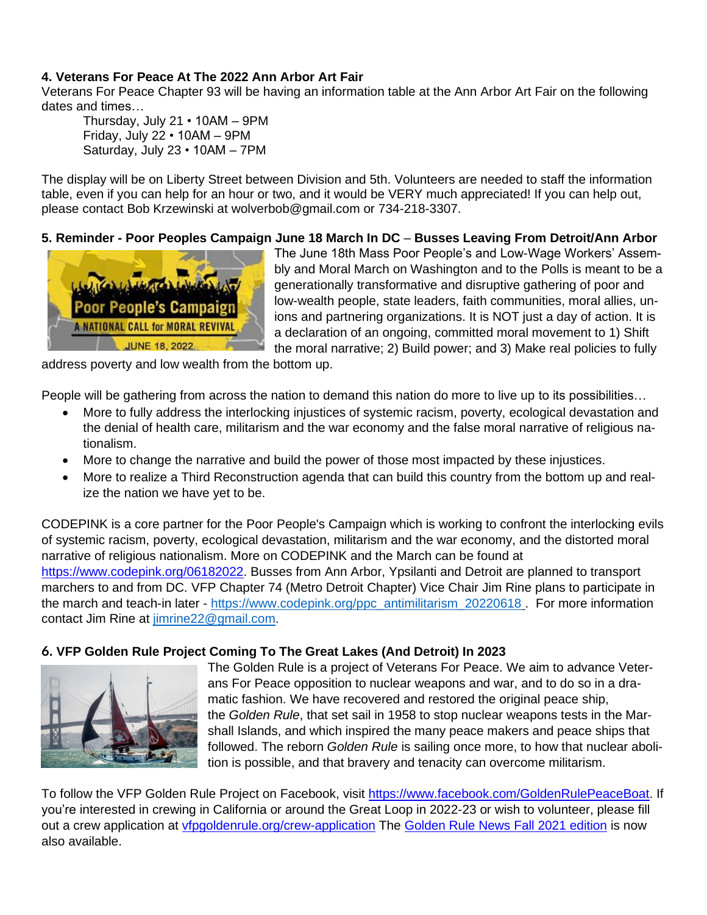**4. Veterans For Peace At The 2022 Ann Arbor Art Fair**

Veterans For Peace Chapter 93 will be having an information table at the Ann Arbor Art Fair on the following dates and times…

Thursday, July 21 • 10AM – 9PM
Friday, July 22 • 10AM – 9PM
Saturday, July 23 • 10AM – 7PM

The display will be on Liberty Street between Division and 5th. Volunteers are needed to staff the information table, even if you can help for an hour or two, and it would be VERY much appreciated! If you can help out, please contact Bob Krzewinski at wolverbob@gmail.com or 734-218-3307.

**5. Reminder - Poor Peoples Campaign June 18 March In DC – Busses Leaving From Detroit/Ann Arbor**

The June 18th Mass Poor People's and Low-Wage Workers' Assembly and Moral March on Washington and to the Polls is meant to be a generationally transformative and disruptive gathering of poor and low-wealth people, state leaders, faith communities, moral allies, unions and partnering organizations. It is NOT just a day of action. It is a declaration of an ongoing, committed moral movement to 1) Shift the moral narrative; 2) Build power; and 3) Make real policies to fully address poverty and low wealth from the bottom up.

People will be gathering from across the nation to demand this nation do more to live up to its possibilities…

- More to fully address the interlocking injustices of systemic racism, poverty, ecological devastation and the denial of health care, militarism and the war economy and the false moral narrative of religious nationalism.
- More to change the narrative and build the power of those most impacted by these injustices.
- More to realize a Third Reconstruction agenda that can build this country from the bottom up and realize the nation we have yet to be.

CODEPINK is a core partner for the Poor People's Campaign which is working to confront the interlocking evils of systemic racism, poverty, ecological devastation, militarism and the war economy, and the distorted moral narrative of religious nationalism. More on CODEPINK and the March can be found at https://www.codepink.org/06182022. Busses from Ann Arbor, Ypsilanti and Detroit are planned to transport marchers to and from DC. VFP Chapter 74 (Metro Detroit Chapter) Vice Chair Jim Rine plans to participate in the march and teach-in later - https://www.codepink.org/ppc_antimilitarism_20220618 . For more information contact Jim Rine at jimrine22@gmail.com.

**6. VFP Golden Rule Project Coming To The Great Lakes (And Detroit) In 2023**

The Golden Rule is a project of Veterans For Peace. We aim to advance Veterans For Peace opposition to nuclear weapons and war, and to do so in a dramatic fashion. We have recovered and restored the original peace ship, the *Golden Rule*, that set sail in 1958 to stop nuclear weapons tests in the Marshall Islands, and which inspired the many peace makers and peace ships that followed. The reborn *Golden Rule* is sailing once more, to how that nuclear abolition is possible, and that bravery and tenacity can overcome militarism.

To follow the VFP Golden Rule Project on Facebook, visit https://www.facebook.com/GoldenRulePeaceBoat. If you're interested in crewing in California or around the Great Loop in 2022-23 or wish to volunteer, please fill out a crew application at vfpgoldenrule.org/crew-application The Golden Rule News Fall 2021 edition is now also available.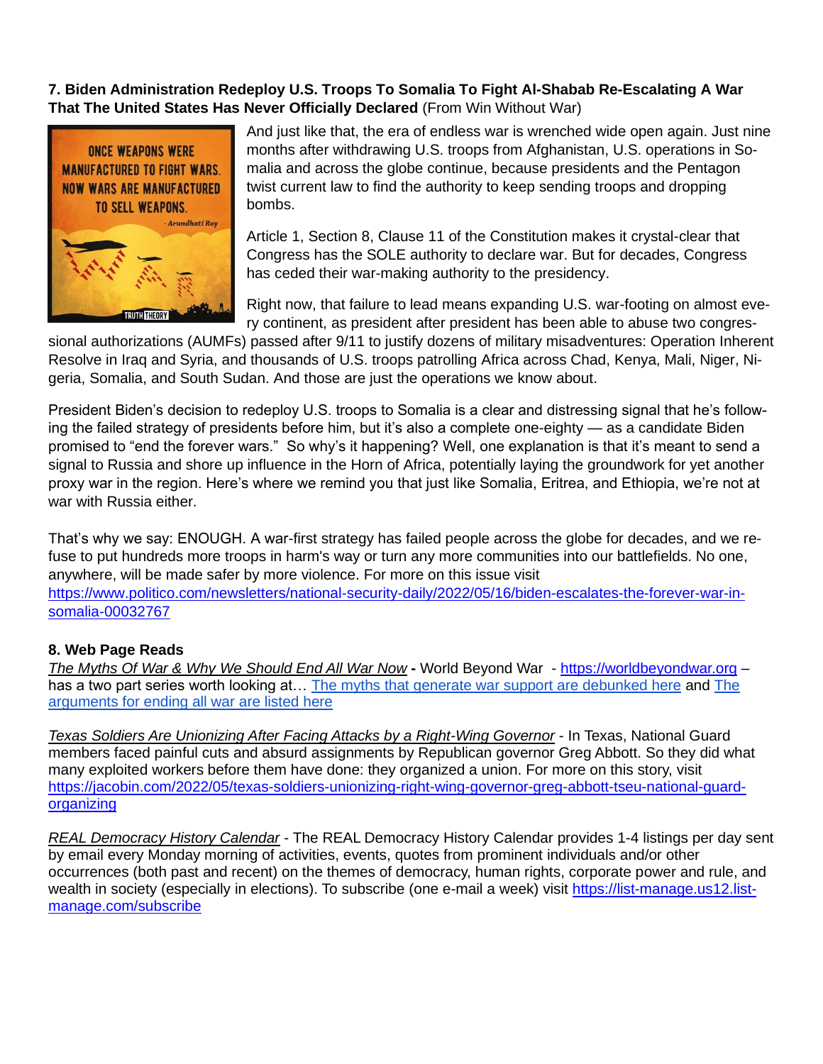**7. Biden Administration Redeploy U.S. Troops To Somalia To Fight Al-Shabab Re-Escalating A War That The United States Has Never Officially Declared** (From Win Without War)

And just like that, the era of endless war is wrenched wide open again. Just nine months after withdrawing U.S. troops from Afghanistan, U.S. operations in Somalia and across the globe continue, because presidents and the Pentagon twist current law to find the authority to keep sending troops and dropping bombs.

Article 1, Section 8, Clause 11 of the Constitution makes it crystal-clear that Congress has the SOLE authority to declare war. But for decades, Congress has ceded their war-making authority to the presidency.

Right now, that failure to lead means expanding U.S. war-footing on almost every continent, as president after president has been able to abuse two congressional authorizations (AUMFs) passed after 9/11 to justify dozens of military misadventures: Operation Inherent Resolve in Iraq and Syria, and thousands of U.S. troops patrolling Africa across Chad, Kenya, Mali, Niger, Nigeria, Somalia, and South Sudan. And those are just the operations we know about.

President Biden's decision to redeploy U.S. troops to Somalia is a clear and distressing signal that he's following the failed strategy of presidents before him, but it's also a complete one-eighty — as a candidate Biden promised to "end the forever wars." So why's it happening? Well, one explanation is that it's meant to send a signal to Russia and shore up influence in the Horn of Africa, potentially laying the groundwork for yet another proxy war in the region. Here's where we remind you that just like Somalia, Eritrea, and Ethiopia, we're not at war with Russia either.

That's why we say: ENOUGH. A war-first strategy has failed people across the globe for decades, and we refuse to put hundreds more troops in harm's way or turn any more communities into our battlefields. No one, anywhere, will be made safer by more violence. For more on this issue visit [https://www.politico.com/newsletters/national-security-daily/2022/05/16/biden-escalates-the-forever-war-in-somalia-00032767](https://www.politico.com/newsletters/national-security-daily/2022/05/16/biden-escalates-the-forever-war-in-somalia-00032767)

**8. Web Page Reads**

*The Myths Of War & Why We Should End All War Now* **-** World Beyond War - [https://worldbeyondwar.org](https://worldbeyondwar.org) – has a two part series worth looking at… The myths that generate war support are debunked here and The arguments for ending all war are listed here

*Texas Soldiers Are Unionizing After Facing Attacks by a Right-Wing Governor* - In Texas, National Guard members faced painful cuts and absurd assignments by Republican governor Greg Abbott. So they did what many exploited workers before them have done: they organized a union. For more on this story, visit [https://jacobin.com/2022/05/texas-soldiers-unionizing-right-wing-governor-greg-abbott-tseu-national-guard-organizing](https://jacobin.com/2022/05/texas-soldiers-unionizing-right-wing-governor-greg-abbott-tseu-national-guard-organizing)

*REAL Democracy History Calendar* - The REAL Democracy History Calendar provides 1-4 listings per day sent by email every Monday morning of activities, events, quotes from prominent individuals and/or other occurrences (both past and recent) on the themes of democracy, human rights, corporate power and rule, and wealth in society (especially in elections). To subscribe (one e-mail a week) visit [https://list-manage.us12.list-manage.com/subscribe](https://list-manage.us12.list-manage.com/subscribe)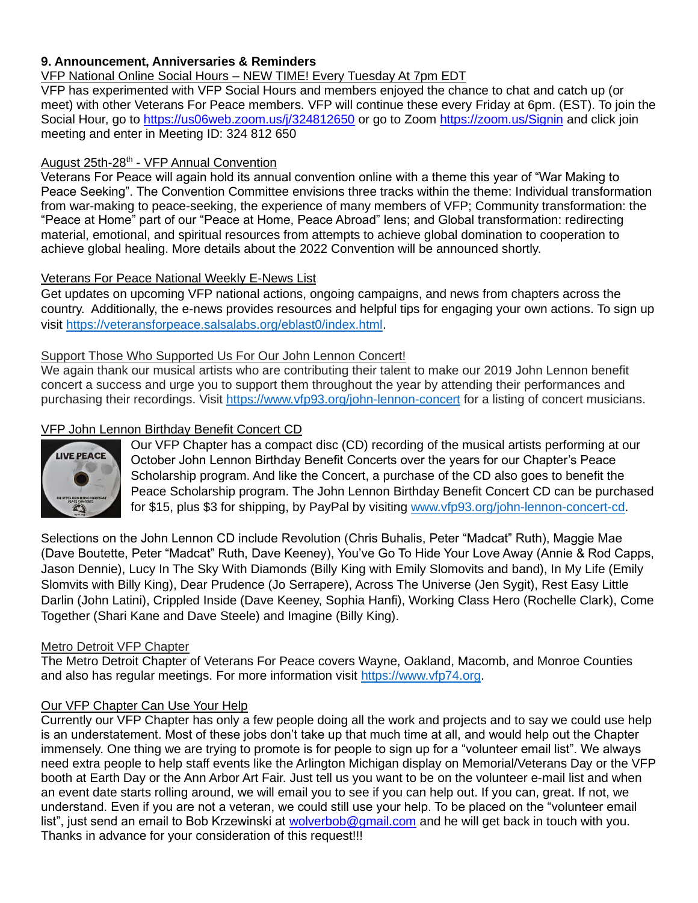**9. Announcement, Anniversaries & Reminders**

VFP National Online Social Hours – NEW TIME! Every Tuesday At 7pm EDT

VFP has experimented with VFP Social Hours and members enjoyed the chance to chat and catch up (or meet) with other Veterans For Peace members. VFP will continue these every Friday at 6pm. (EST). To join the Social Hour, go to https://us06web.zoom.us/j/324812650 or go to Zoom https://zoom.us/Signin and click join meeting and enter in Meeting ID: 324 812 650

August 25th-28th - VFP Annual Convention

Veterans For Peace will again hold its annual convention online with a theme this year of "War Making to Peace Seeking". The Convention Committee envisions three tracks within the theme: Individual transformation from war-making to peace-seeking, the experience of many members of VFP; Community transformation: the "Peace at Home" part of our "Peace at Home, Peace Abroad" lens; and Global transformation: redirecting material, emotional, and spiritual resources from attempts to achieve global domination to cooperation to achieve global healing. More details about the 2022 Convention will be announced shortly.

Veterans For Peace National Weekly E-News List

Get updates on upcoming VFP national actions, ongoing campaigns, and news from chapters across the country. Additionally, the e-news provides resources and helpful tips for engaging your own actions. To sign up visit https://veteransforpeace.salsalabs.org/eblast0/index.html.

Support Those Who Supported Us For Our John Lennon Concert!

We again thank our musical artists who are contributing their talent to make our 2019 John Lennon benefit concert a success and urge you to support them throughout the year by attending their performances and purchasing their recordings. Visit https://www.vfp93.org/john-lennon-concert for a listing of concert musicians.

VFP John Lennon Birthday Benefit Concert CD

Our VFP Chapter has a compact disc (CD) recording of the musical artists performing at our October John Lennon Birthday Benefit Concerts over the years for our Chapter's Peace Scholarship program. And like the Concert, a purchase of the CD also goes to benefit the Peace Scholarship program. The John Lennon Birthday Benefit Concert CD can be purchased for $15, plus $3 for shipping, by PayPal by visiting www.vfp93.org/john-lennon-concert-cd.

Selections on the John Lennon CD include Revolution (Chris Buhalis, Peter "Madcat" Ruth), Maggie Mae (Dave Boutette, Peter "Madcat" Ruth, Dave Keeney), You've Go To Hide Your Love Away (Annie & Rod Capps, Jason Dennie), Lucy In The Sky With Diamonds (Billy King with Emily Slomovits and band), In My Life (Emily Slomvits with Billy King), Dear Prudence (Jo Serrapere), Across The Universe (Jen Sygit), Rest Easy Little Darlin (John Latini), Crippled Inside (Dave Keeney, Sophia Hanfi), Working Class Hero (Rochelle Clark), Come Together (Shari Kane and Dave Steele) and Imagine (Billy King).

Metro Detroit VFP Chapter

The Metro Detroit Chapter of Veterans For Peace covers Wayne, Oakland, Macomb, and Monroe Counties and also has regular meetings. For more information visit https://www.vfp74.org.

Our VFP Chapter Can Use Your Help

Currently our VFP Chapter has only a few people doing all the work and projects and to say we could use help is an understatement. Most of these jobs don't take up that much time at all, and would help out the Chapter immensely. One thing we are trying to promote is for people to sign up for a "volunteer email list". We always need extra people to help staff events like the Arlington Michigan display on Memorial/Veterans Day or the VFP booth at Earth Day or the Ann Arbor Art Fair. Just tell us you want to be on the volunteer e-mail list and when an event date starts rolling around, we will email you to see if you can help out. If you can, great. If not, we understand. Even if you are not a veteran, we could still use your help. To be placed on the "volunteer email list", just send an email to Bob Krzewinski at wolverbob@gmail.com and he will get back in touch with you. Thanks in advance for your consideration of this request!!!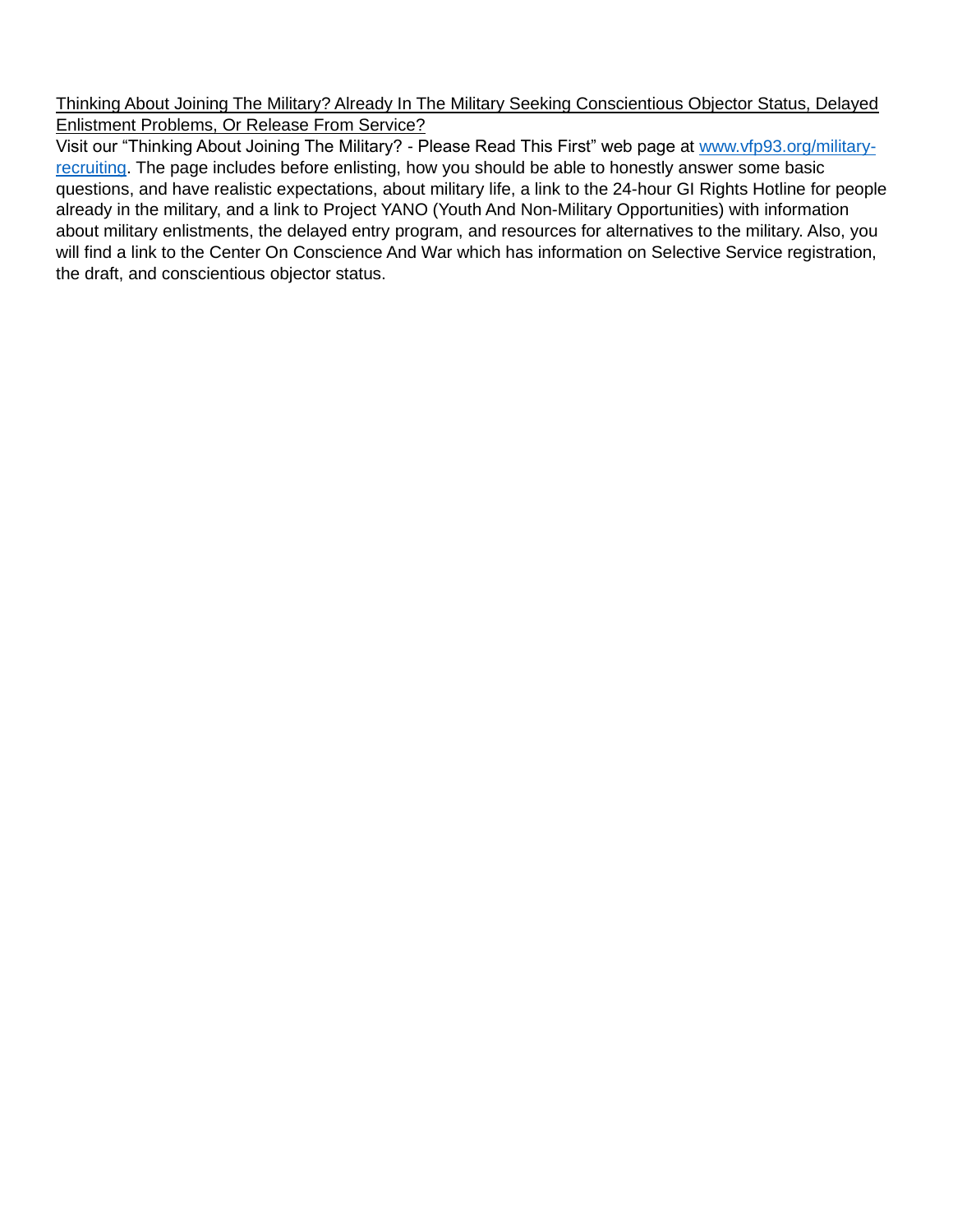<u>Thinking About Joining The Military? Already In The Military Seeking Conscientious Objector Status, Delayed Enlistment Problems, Or Release From Service?</u>

Visit our "Thinking About Joining The Military? - Please Read This First" web page at [www.vfp93.org/military-recruiting](http://www.vfp93.org/military-recruiting). The page includes before enlisting, how you should be able to honestly answer some basic questions, and have realistic expectations, about military life, a link to the 24-hour GI Rights Hotline for people already in the military, and a link to Project YANO (Youth And Non-Military Opportunities) with information about military enlistments, the delayed entry program, and resources for alternatives to the military. Also, you will find a link to the Center On Conscience And War which has information on Selective Service registration, the draft, and conscientious objector status.